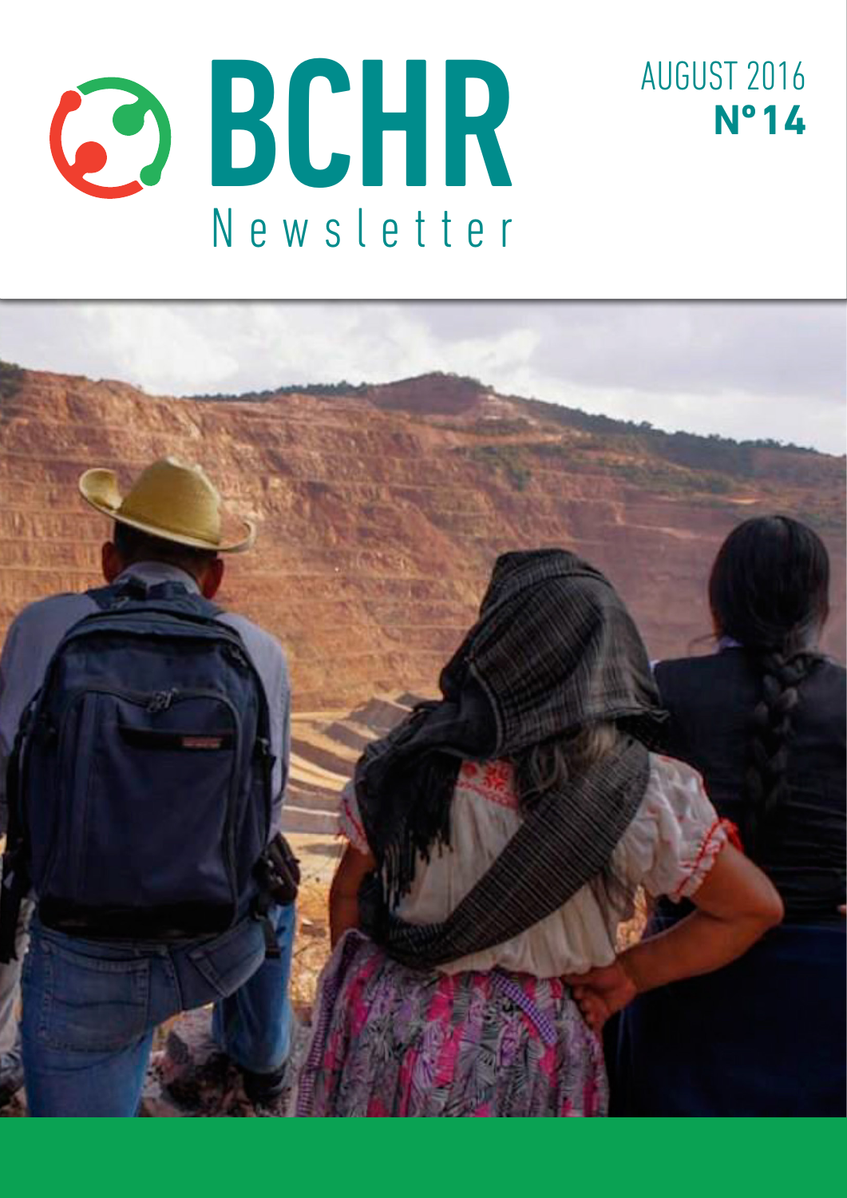# BCHR Newsletter

AUGUST 2016
**Nº14**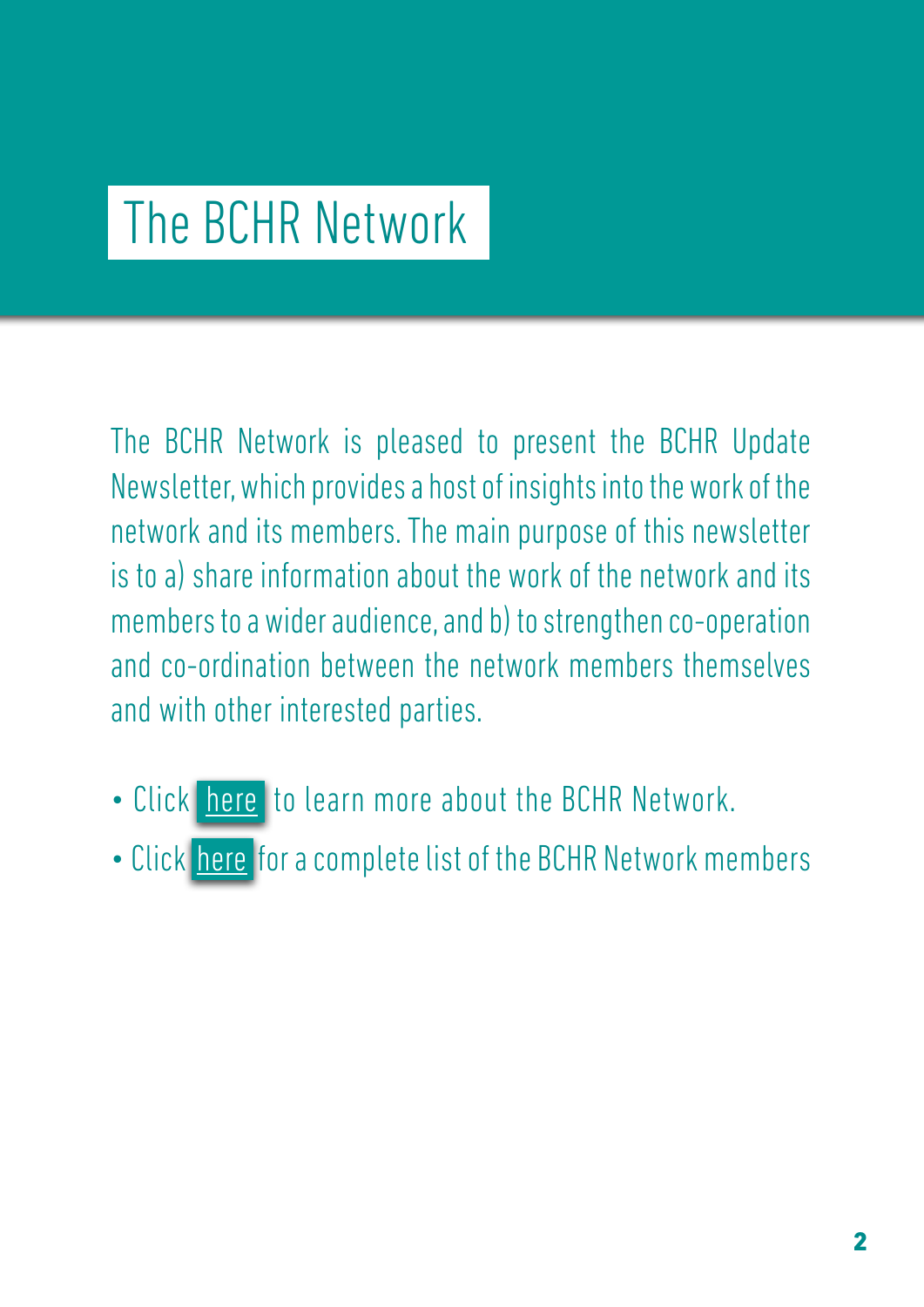# The BCHR Network

The BCHR Network is pleased to present the BCHR Update Newsletter, which provides a host of insights into the work of the network and its members. The main purpose of this newsletter is to a) share information about the work of the network and its members to a wider audience, and b) to strengthen co-operation and co-ordination between the network members themselves and with other interested parties.

- Click here to learn more about the BCHR Network.
- Click here for a complete list of the BCHR Network members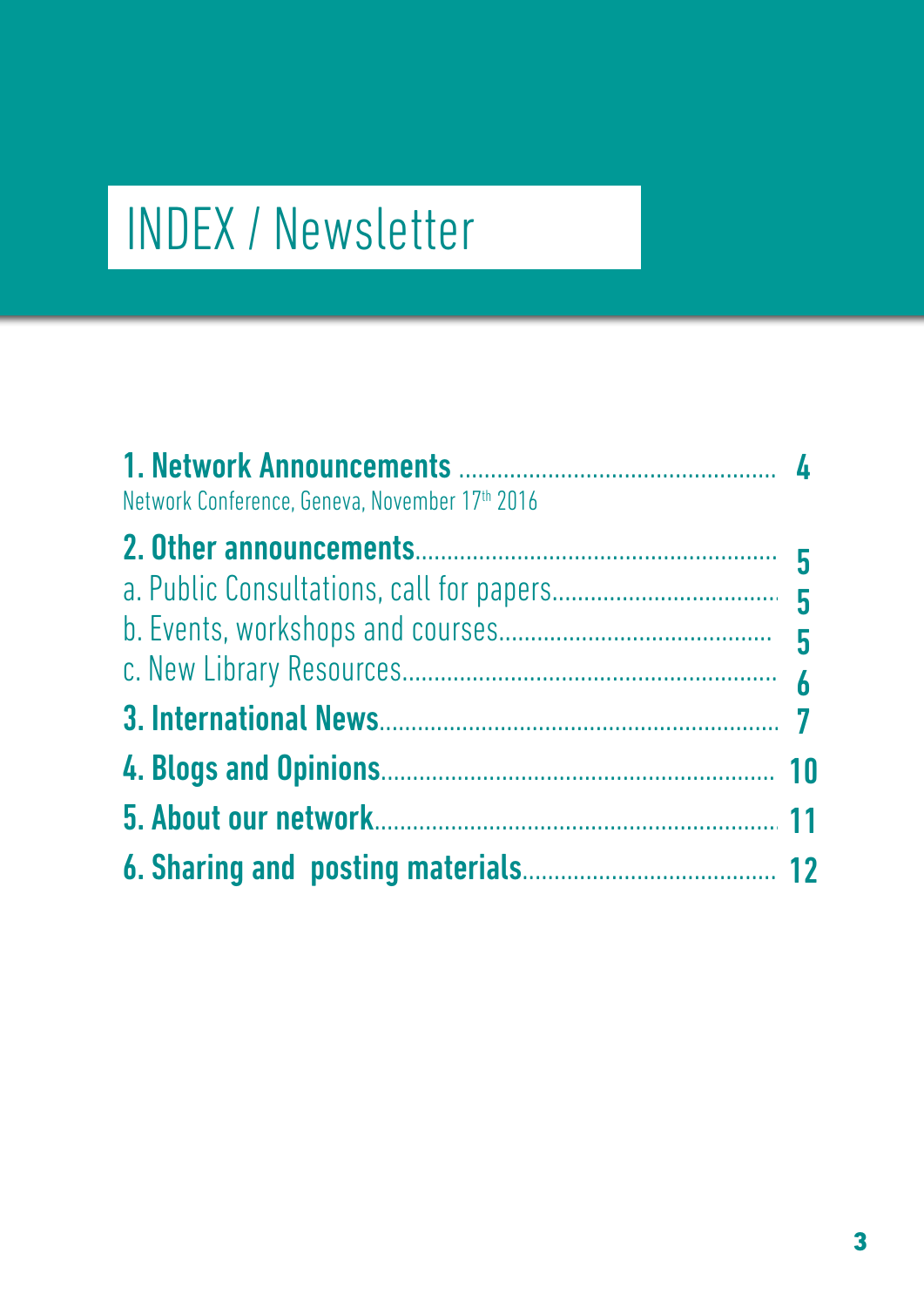# INDEX / Newsletter

**1. Network Announcements** ................................................ **4**
Network Conference, Geneva, November 17th 2016

**2. Other announcements**........................................................ **5**
a. Public Consultations, call for papers.................................... **5**
b. Events, workshops and courses........................................... **5**
c. New Library Resources......................................................... **6**

**3. International News**.............................................................. **7**

**4. Blogs and Opinions**.............................................................. **10**

**5. About our network**............................................................... **11**

**6. Sharing and posting materials**........................................ **12**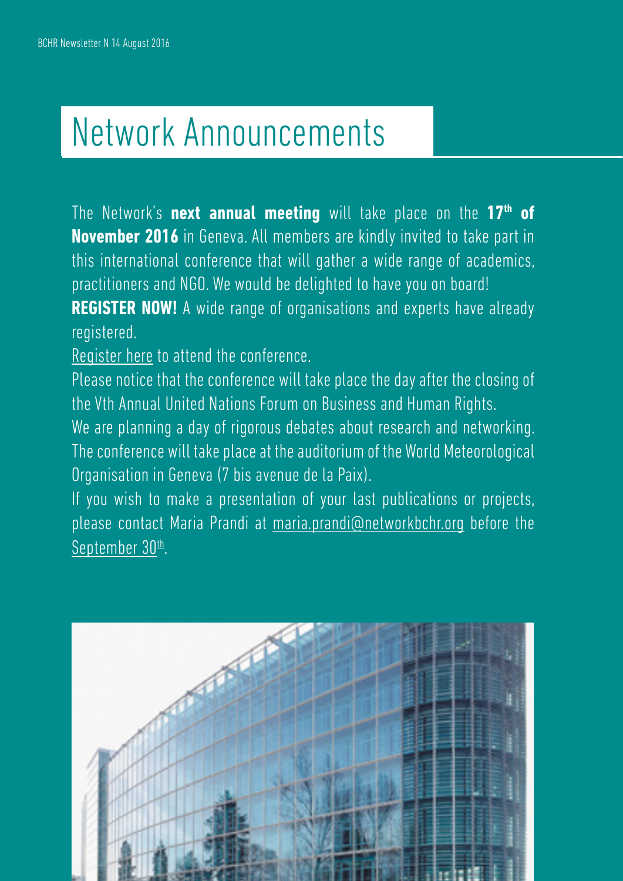# Network Announcements

The Network's **next annual meeting** will take place on the **17th of November 2016** in Geneva. All members are kindly invited to take part in this international conference that will gather a wide range of academics, practitioners and NGO. We would be delighted to have you on board!

**REGISTER NOW!** A wide range of organisations and experts have already registered.

Register here to attend the conference.

Please notice that the conference will take place the day after the closing of the Vth Annual United Nations Forum on Business and Human Rights.

We are planning a day of rigorous debates about research and networking. The conference will take place at the auditorium of the World Meteorological Organisation in Geneva (7 bis avenue de la Paix).

If you wish to make a presentation of your last publications or projects, please contact Maria Prandi at maria.prandi@networkbchr.org before the September 30th.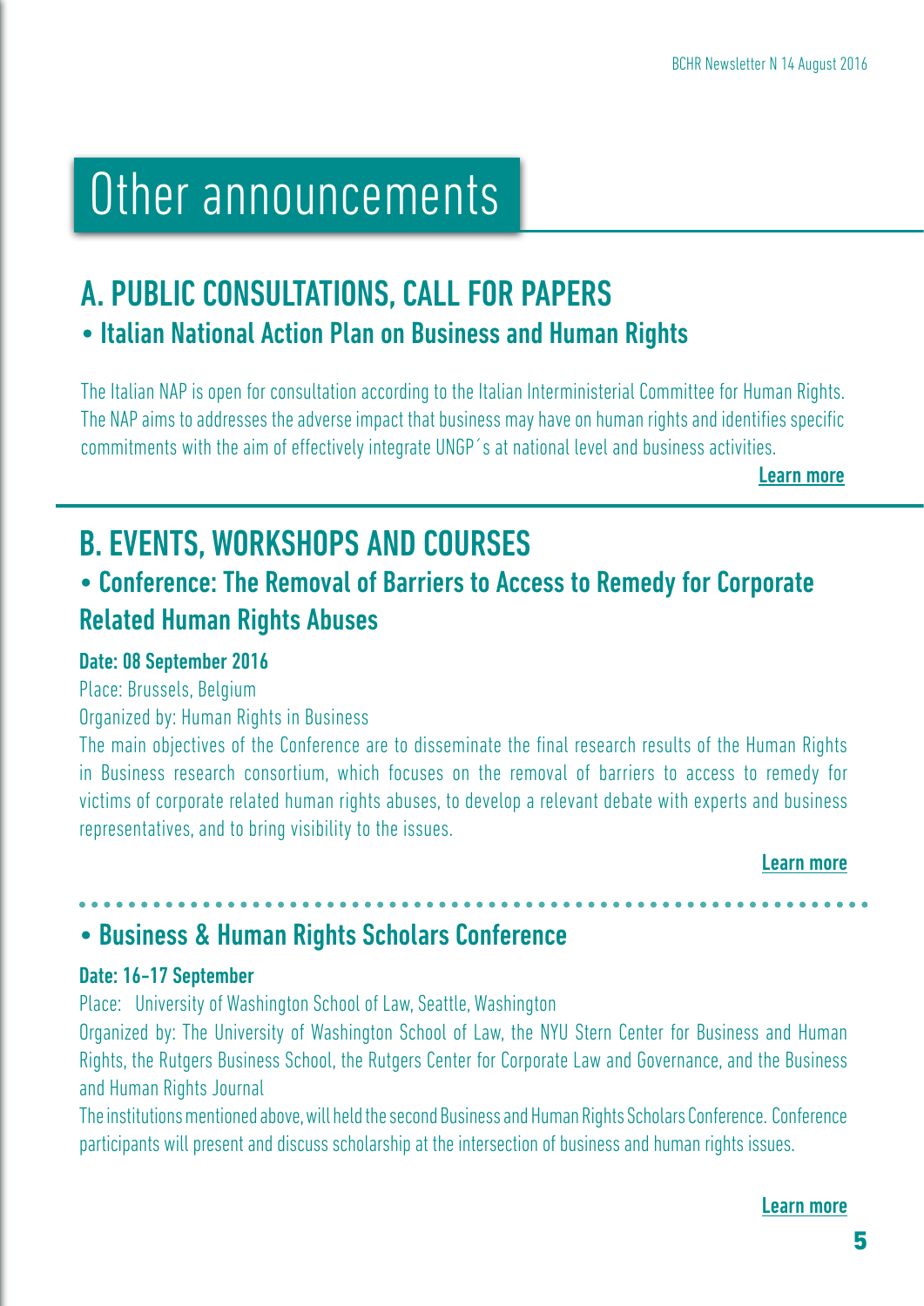# Other announcements

## A. PUBLIC CONSULTATIONS, CALL FOR PAPERS

### • Italian National Action Plan on Business and Human Rights

The Italian NAP is open for consultation according to the Italian Interministerial Committee for Human Rights. The NAP aims to addresses the adverse impact that business may have on human rights and identifies specific commitments with the aim of effectively integrate UNGP´s at national level and business activities.

**Learn more**

## B. EVENTS, WORKSHOPS AND COURSES

### • Conference: The Removal of Barriers to Access to Remedy for Corporate Related Human Rights Abuses

**Date: 08 September 2016**

Place: Brussels, Belgium

Organized by: Human Rights in Business

The main objectives of the Conference are to disseminate the final research results of the Human Rights in Business research consortium, which focuses on the removal of barriers to access to remedy for victims of corporate related human rights abuses, to develop a relevant debate with experts and business representatives, and to bring visibility to the issues.

**Learn more**

### • Business & Human Rights Scholars Conference

**Date: 16-17 September**

Place: University of Washington School of Law, Seattle, Washington

Organized by: The University of Washington School of Law, the NYU Stern Center for Business and Human Rights, the Rutgers Business School, the Rutgers Center for Corporate Law and Governance, and the Business and Human Rights Journal

The institutions mentioned above, will held the second Business and Human Rights Scholars Conference. Conference participants will present and discuss scholarship at the intersection of business and human rights issues.

**Learn more**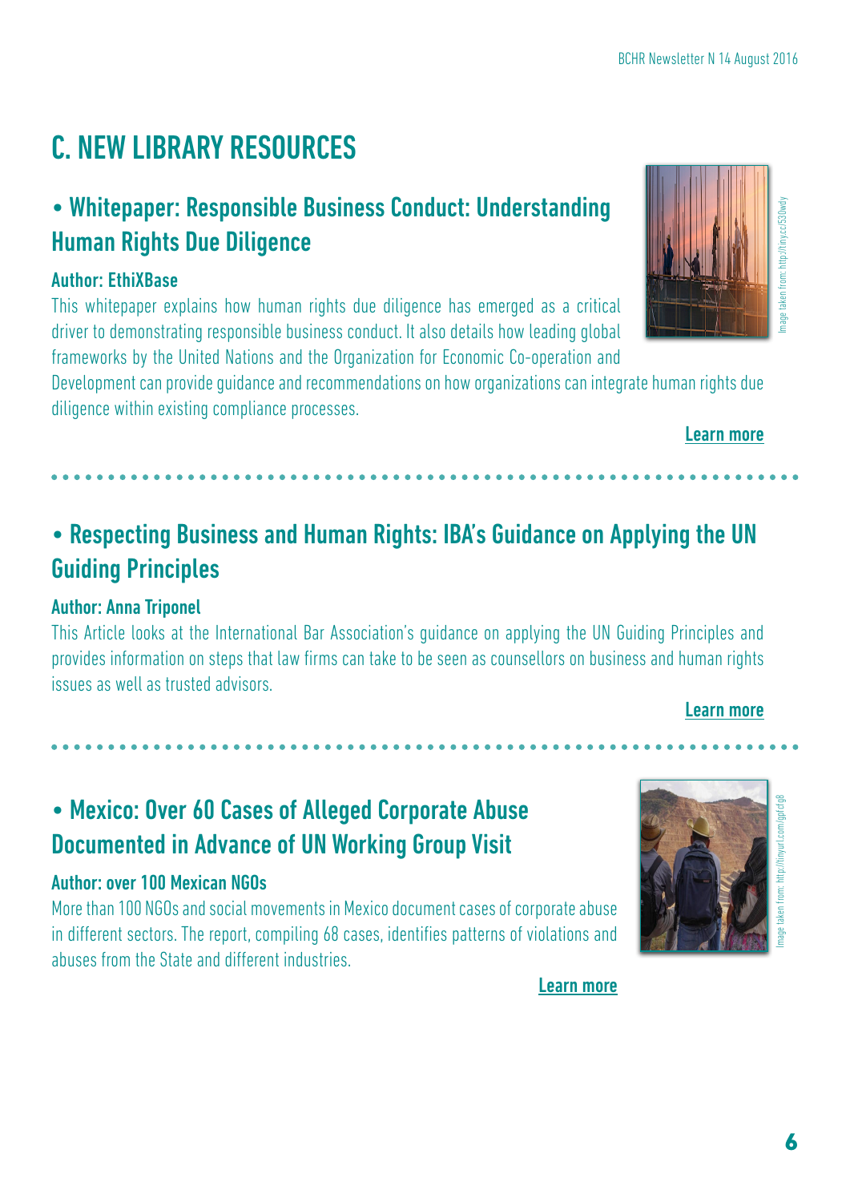# C. NEW LIBRARY RESOURCES

## • Whitepaper: Responsible Business Conduct: Understanding Human Rights Due Diligence

**Author: EthiXBase**

This whitepaper explains how human rights due diligence has emerged as a critical driver to demonstrating responsible business conduct. It also details how leading global frameworks by the United Nations and the Organization for Economic Co-operation and Development can provide guidance and recommendations on how organizations can integrate human rights due diligence within existing compliance processes.

Image taken from: http://tiny.cc/530wdy

Learn more

## • Respecting Business and Human Rights: IBA's Guidance on Applying the UN Guiding Principles

**Author: Anna Triponel**

This Article looks at the International Bar Association's guidance on applying the UN Guiding Principles and provides information on steps that law firms can take to be seen as counsellors on business and human rights issues as well as trusted advisors.

Learn more

## • Mexico: Over 60 Cases of Alleged Corporate Abuse Documented in Advance of UN Working Group Visit

**Author: over 100 Mexican NGOs**

More than 100 NGOs and social movements in Mexico document cases of corporate abuse in different sectors. The report, compiling 68 cases, identifies patterns of violations and abuses from the State and different industries.

Image taken from: http://tinyurl.com/gpfcfg8

Learn more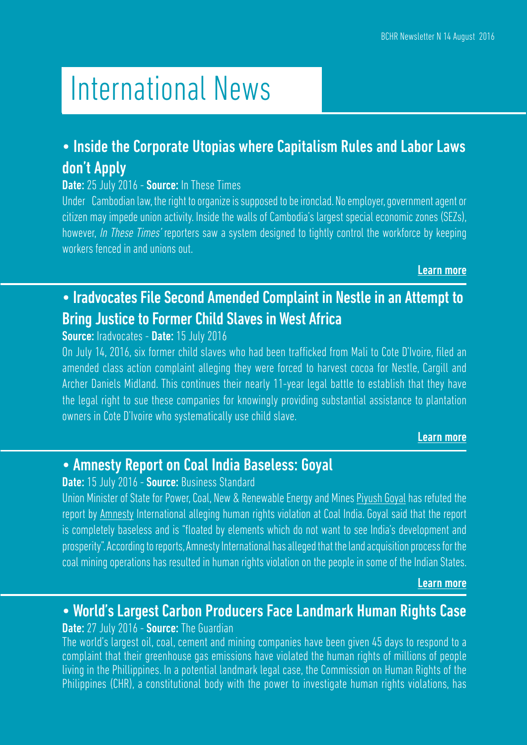# International News

## • Inside the Corporate Utopias where Capitalism Rules and Labor Laws don't Apply

**Date:** 25 July 2016 - **Source:** In These Times

Under Cambodian law, the right to organize is supposed to be ironclad. No employer, government agent or citizen may impede union activity. Inside the walls of Cambodia's largest special economic zones (SEZs), however, *In These Times'* reporters saw a system designed to tightly control the workforce by keeping workers fenced in and unions out.

**Learn more**

## • Iradvocates File Second Amended Complaint in Nestle in an Attempt to Bring Justice to Former Child Slaves in West Africa

**Source:** Iradvocates - **Date:** 15 July 2016

On July 14, 2016, six former child slaves who had been trafficked from Mali to Cote D'Ivoire, filed an amended class action complaint alleging they were forced to harvest cocoa for Nestle, Cargill and Archer Daniels Midland. This continues their nearly 11-year legal battle to establish that they have the legal right to sue these companies for knowingly providing substantial assistance to plantation owners in Cote D'Ivoire who systematically use child slave.

**Learn more**

## • Amnesty Report on Coal India Baseless: Goyal

**Date:** 15 July 2016 - **Source:** Business Standard

Union Minister of State for Power, Coal, New & Renewable Energy and Mines Piyush Goyal has refuted the report by Amnesty International alleging human rights violation at Coal India. Goyal said that the report is completely baseless and is "floated by elements which do not want to see India's development and prosperity". According to reports, Amnesty International has alleged that the land acquisition process for the coal mining operations has resulted in human rights violation on the people in some of the Indian States.

**Learn more**

## • World's Largest Carbon Producers Face Landmark Human Rights Case

**Date:** 27 July 2016 - **Source:** The Guardian

The world's largest oil, coal, cement and mining companies have been given 45 days to respond to a complaint that their greenhouse gas emissions have violated the human rights of millions of people living in the Phillippines. In a potential landmark legal case, the Commission on Human Rights of the Philippines (CHR), a constitutional body with the power to investigate human rights violations, has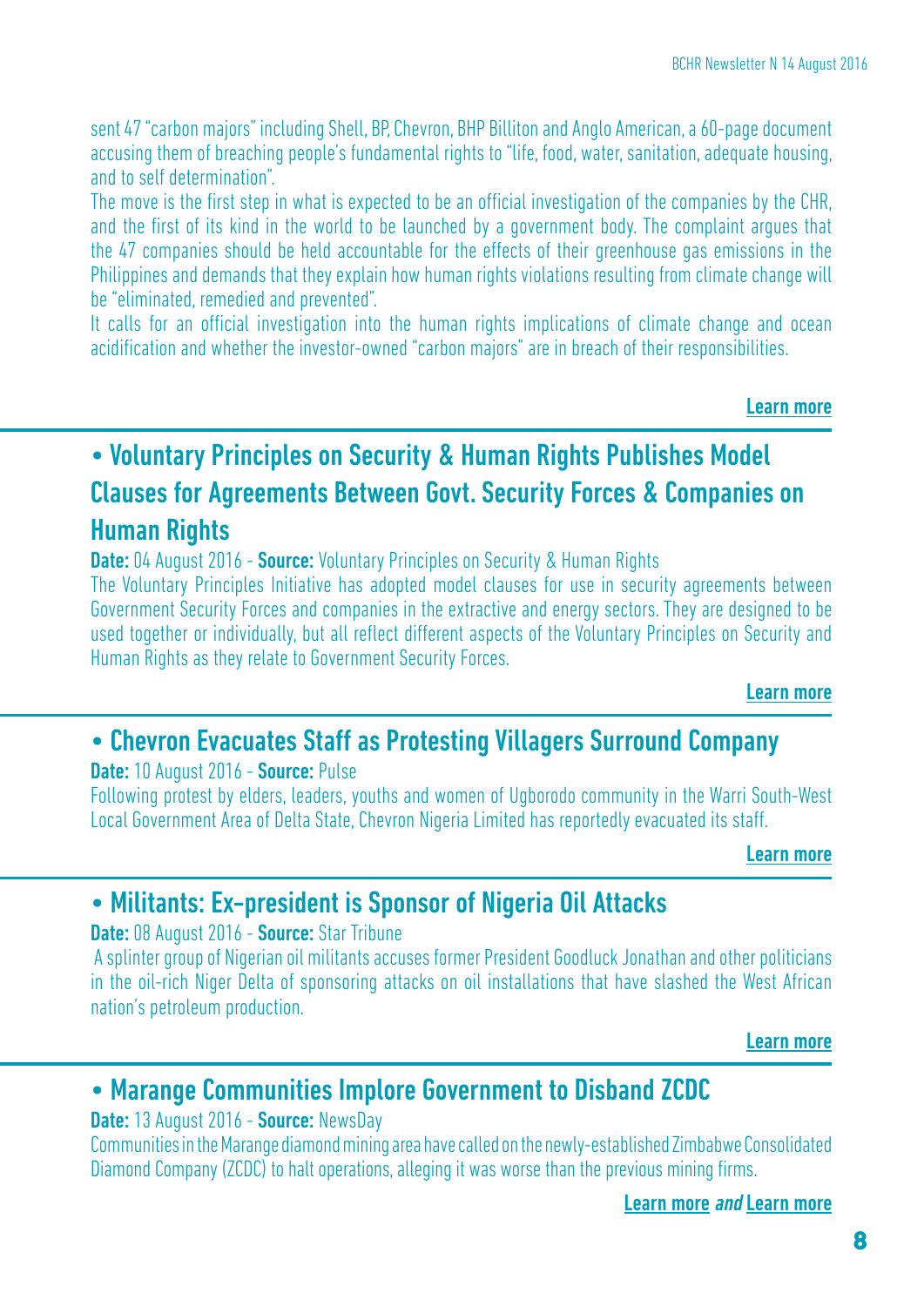sent 47 "carbon majors" including Shell, BP, Chevron, BHP Billiton and Anglo American, a 60-page document accusing them of breaching people's fundamental rights to "life, food, water, sanitation, adequate housing, and to self determination".

The move is the first step in what is expected to be an official investigation of the companies by the CHR, and the first of its kind in the world to be launched by a government body. The complaint argues that the 47 companies should be held accountable for the effects of their greenhouse gas emissions in the Philippines and demands that they explain how human rights violations resulting from climate change will be "eliminated, remedied and prevented".

It calls for an official investigation into the human rights implications of climate change and ocean acidification and whether the investor-owned "carbon majors" are in breach of their responsibilities.

**Learn more**

---

## • Voluntary Principles on Security & Human Rights Publishes Model Clauses for Agreements Between Govt. Security Forces & Companies on Human Rights

**Date:** 04 August 2016 - **Source:** Voluntary Principles on Security & Human Rights

The Voluntary Principles Initiative has adopted model clauses for use in security agreements between Government Security Forces and companies in the extractive and energy sectors. They are designed to be used together or individually, but all reflect different aspects of the Voluntary Principles on Security and Human Rights as they relate to Government Security Forces.

**Learn more**

---

## • Chevron Evacuates Staff as Protesting Villagers Surround Company

**Date:** 10 August 2016 - **Source:** Pulse

Following protest by elders, leaders, youths and women of Ugborodo community in the Warri South-West Local Government Area of Delta State, Chevron Nigeria Limited has reportedly evacuated its staff.

**Learn more**

---

## • Militants: Ex-president is Sponsor of Nigeria Oil Attacks

**Date:** 08 August 2016 - **Source:** Star Tribune

A splinter group of Nigerian oil militants accuses former President Goodluck Jonathan and other politicians in the oil-rich Niger Delta of sponsoring attacks on oil installations that have slashed the West African nation's petroleum production.

**Learn more**

---

## • Marange Communities Implore Government to Disband ZCDC

**Date:** 13 August 2016 - **Source:** NewsDay

Communities in the Marange diamond mining area have called on the newly-established Zimbabwe Consolidated Diamond Company (ZCDC) to halt operations, alleging it was worse than the previous mining firms.

**Learn more** ***and*** **Learn more**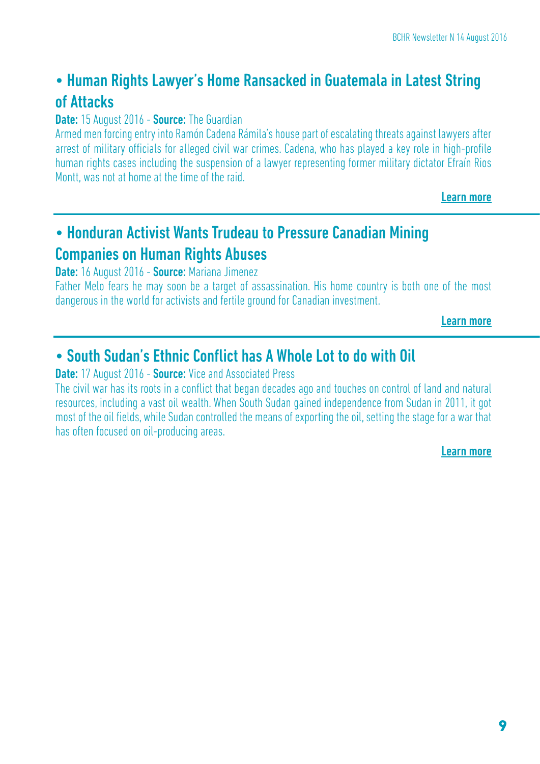## • Human Rights Lawyer's Home Ransacked in Guatemala in Latest String of Attacks

**Date:** 15 August 2016 - **Source:** The Guardian

Armed men forcing entry into Ramón Cadena Rámila's house part of escalating threats against lawyers after arrest of military officials for alleged civil war crimes. Cadena, who has played a key role in high-profile human rights cases including the suspension of a lawyer representing former military dictator Efraín Rios Montt, was not at home at the time of the raid.

**Learn more**

---

## • Honduran Activist Wants Trudeau to Pressure Canadian Mining Companies on Human Rights Abuses

**Date:** 16 August 2016 - **Source:** Mariana Jimenez

Father Melo fears he may soon be a target of assassination. His home country is both one of the most dangerous in the world for activists and fertile ground for Canadian investment.

**Learn more**

---

## • South Sudan's Ethnic Conflict has A Whole Lot to do with Oil

**Date:** 17 August 2016 - **Source:** Vice and Associated Press

The civil war has its roots in a conflict that began decades ago and touches on control of land and natural resources, including a vast oil wealth. When South Sudan gained independence from Sudan in 2011, it got most of the oil fields, while Sudan controlled the means of exporting the oil, setting the stage for a war that has often focused on oil-producing areas.

**Learn more**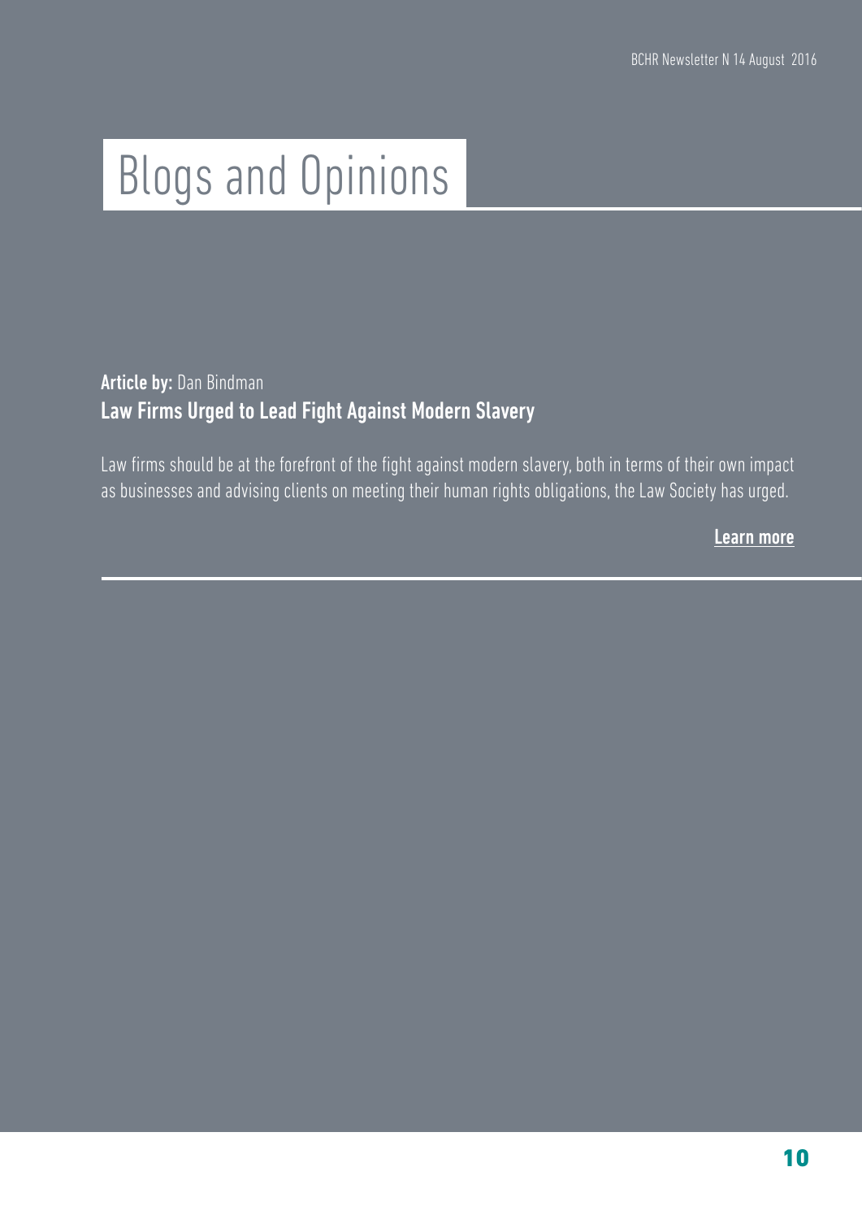# Blogs and Opinions

**Article by:** Dan Bindman

**Law Firms Urged to Lead Fight Against Modern Slavery**

Law firms should be at the forefront of the fight against modern slavery, both in terms of their own impact as businesses and advising clients on meeting their human rights obligations, the Law Society has urged.

**Learn more**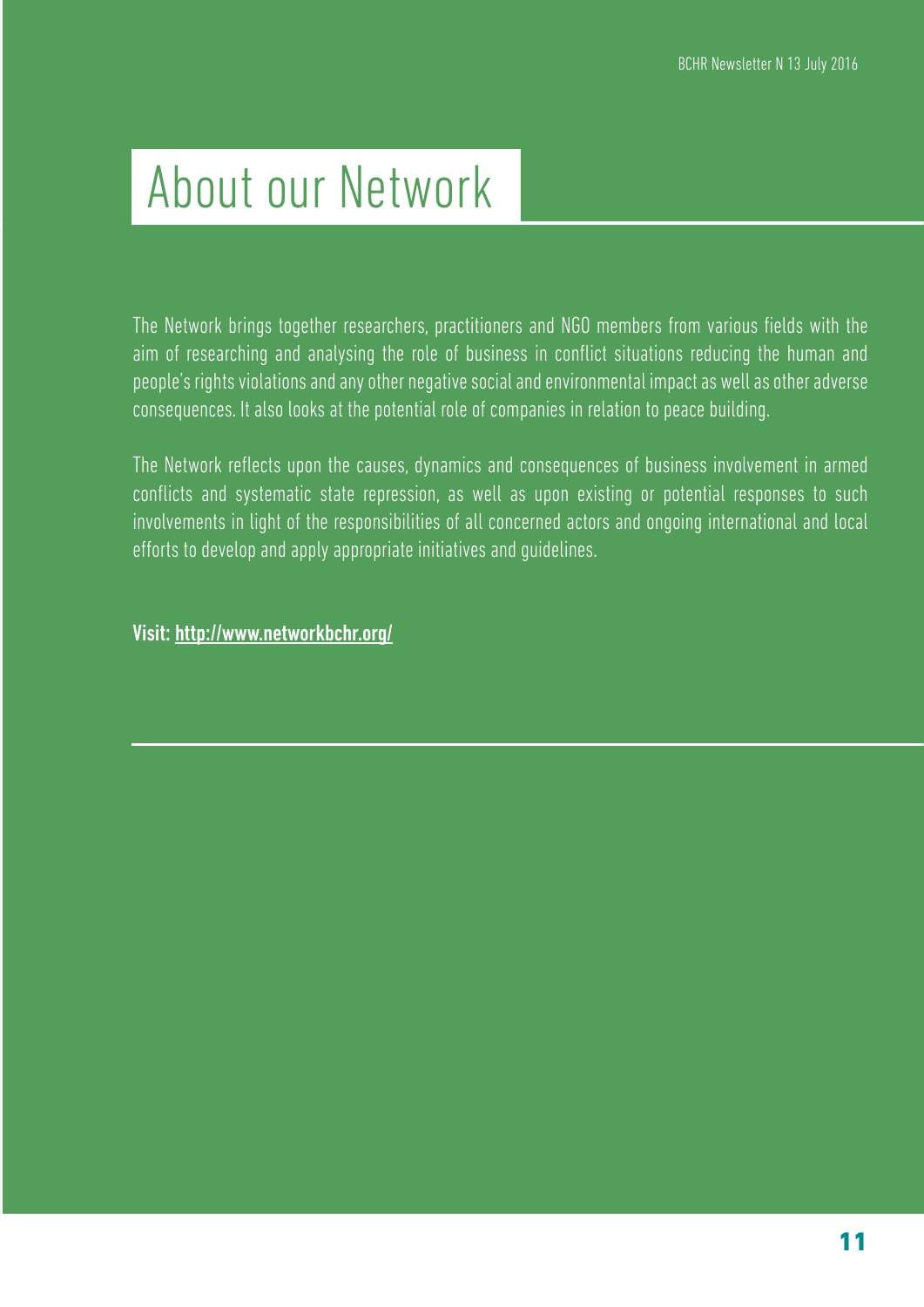# About our Network

The Network brings together researchers, practitioners and NGO members from various fields with the aim of researching and analysing the role of business in conflict situations reducing the human and people's rights violations and any other negative social and environmental impact as well as other adverse consequences. It also looks at the potential role of companies in relation to peace building.

The Network reflects upon the causes, dynamics and consequences of business involvement in armed conflicts and systematic state repression, as well as upon existing or potential responses to such involvements in light of the responsibilities of all concerned actors and ongoing international and local efforts to develop and apply appropriate initiatives and guidelines.

**Visit: http://www.networkbchr.org/**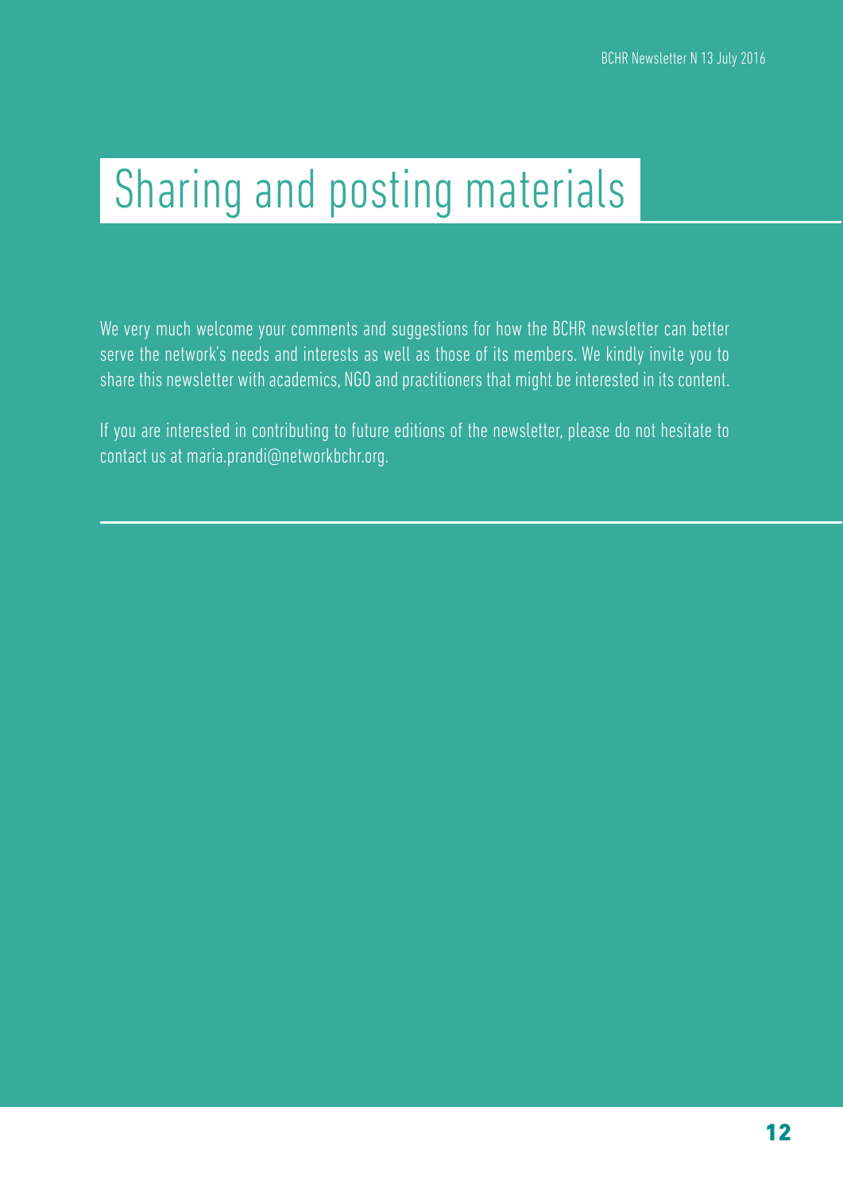# Sharing and posting materials

We very much welcome your comments and suggestions for how the BCHR newsletter can better serve the network's needs and interests as well as those of its members. We kindly invite you to share this newsletter with academics, NGO and practitioners that might be interested in its content.

If you are interested in contributing to future editions of the newsletter, please do not hesitate to contact us at maria.prandi@networkbchr.org.